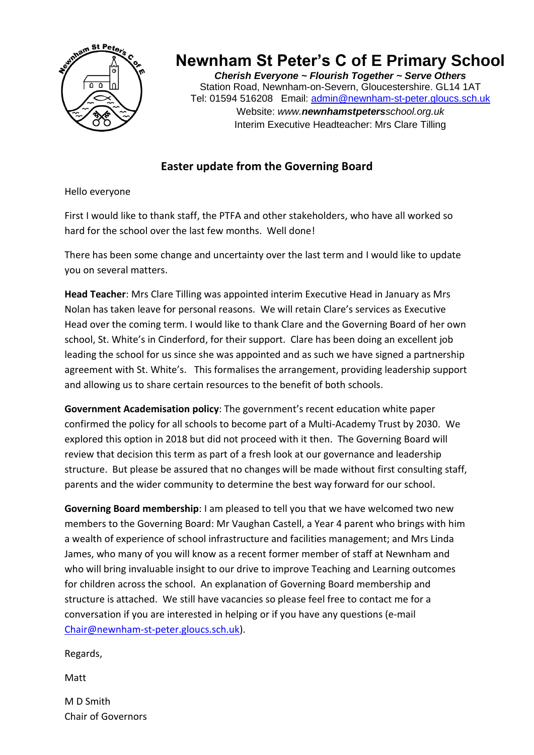# Newnham St Peter's C of E Primary School

***Cherish Everyone ~ Flourish Together ~ Serve Others***

Station Road, Newnham-on-Severn, Gloucestershire. GL14 1AT

Tel: 01594 516208 Email: admin@newnham-st-peter.gloucs.sch.uk

Website: *www.**newnhamstpeters**school.org.uk*

Interim Executive Headteacher: Mrs Clare Tilling

## Easter update from the Governing Board

Hello everyone

First I would like to thank staff, the PTFA and other stakeholders, who have all worked so hard for the school over the last few months. Well done!

There has been some change and uncertainty over the last term and I would like to update you on several matters.

**Head Teacher**: Mrs Clare Tilling was appointed interim Executive Head in January as Mrs Nolan has taken leave for personal reasons. We will retain Clare's services as Executive Head over the coming term. I would like to thank Clare and the Governing Board of her own school, St. White's in Cinderford, for their support. Clare has been doing an excellent job leading the school for us since she was appointed and as such we have signed a partnership agreement with St. White's. This formalises the arrangement, providing leadership support and allowing us to share certain resources to the benefit of both schools.

**Government Academisation policy**: The government's recent education white paper confirmed the policy for all schools to become part of a Multi-Academy Trust by 2030. We explored this option in 2018 but did not proceed with it then. The Governing Board will review that decision this term as part of a fresh look at our governance and leadership structure. But please be assured that no changes will be made without first consulting staff, parents and the wider community to determine the best way forward for our school.

**Governing Board membership**: I am pleased to tell you that we have welcomed two new members to the Governing Board: Mr Vaughan Castell, a Year 4 parent who brings with him a wealth of experience of school infrastructure and facilities management; and Mrs Linda James, who many of you will know as a recent former member of staff at Newnham and who will bring invaluable insight to our drive to improve Teaching and Learning outcomes for children across the school. An explanation of Governing Board membership and structure is attached. We still have vacancies so please feel free to contact me for a conversation if you are interested in helping or if you have any questions (e-mail Chair@newnham-st-peter.gloucs.sch.uk).

Regards,

Matt

M D Smith
Chair of Governors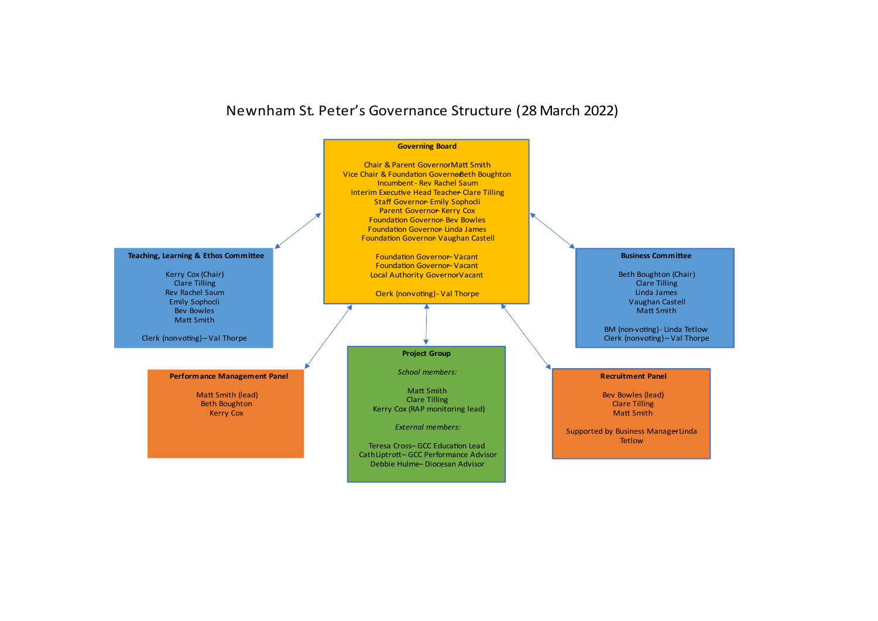# Newnham St. Peter's Governance Structure (28 March 2022)

## Governing Board

Chair & Parent Governor- Matt Smith
Vice Chair & Foundation Governor- Beth Boughton
Incumbent - Rev Rachel Saum
Interim Executive Head Teacher- Clare Tilling
Staff Governor – Emily Sophocli
Parent Governor – Kerry Cox
Foundation Governor – Bev Bowles
Foundation Governor – Linda James
Foundation Governor – Vaughan Castell

Foundation Governor – Vacant
Foundation Governor – Vacant
Local Authority Governor- Vacant

Clerk (non-voting) - Val Thorpe

## Teaching, Learning & Ethos Committee

Kerry Cox (Chair)
Clare Tilling
Rev Rachel Saum
Emily Sophocli
Bev Bowles
Matt Smith

Clerk (non-voting) – Val Thorpe

## Business Committee

Beth Boughton (Chair)
Clare Tilling
Linda James
Vaughan Castell
Matt Smith

BM (non-voting) - Linda Tetlow
Clerk (non-voting) – Val Thorpe

## Performance Management Panel

Matt Smith (lead)
Beth Boughton
Kerry Cox

## Project Group

*School members:*

Matt Smith
Clare Tilling
Kerry Cox (RAP monitoring lead)

*External members:*

Teresa Cross – GCC Education Lead
Cath Liptrott – GCC Performance Advisor
Debbie Hulme – Diocesan Advisor

## Recruitment Panel

Bev Bowles (lead)
Clare Tilling
Matt Smith

Supported by Business Manager- Linda Tetlow